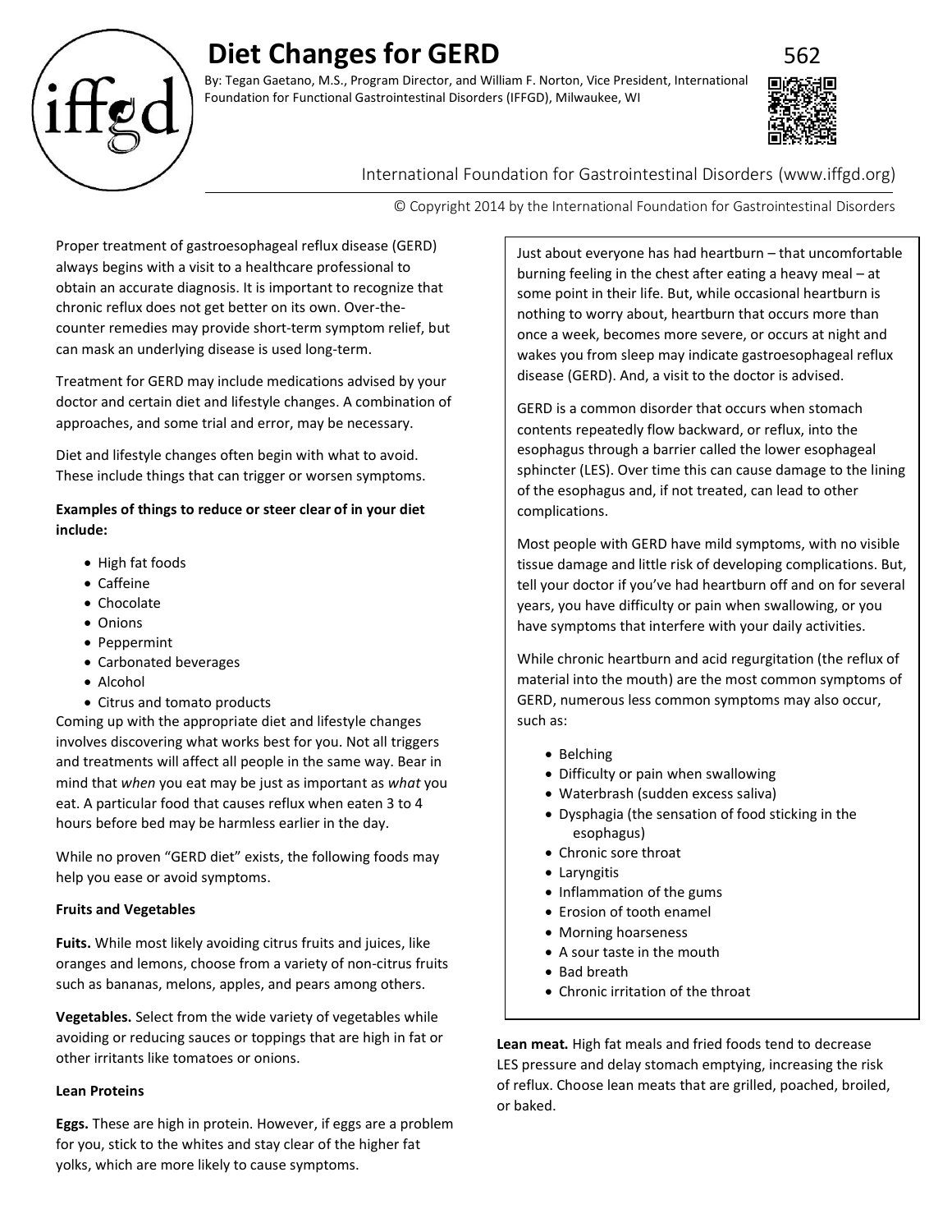# Diet Changes for GERD

By: Tegan Gaetano, M.S., Program Director, and William F. Norton, Vice President, International Foundation for Functional Gastrointestinal Disorders (IFFGD), Milwaukee, WI

International Foundation for Gastrointestinal Disorders (www.iffgd.org)

© Copyright 2014 by the International Foundation for Gastrointestinal Disorders

Proper treatment of gastroesophageal reflux disease (GERD) always begins with a visit to a healthcare professional to obtain an accurate diagnosis. It is important to recognize that chronic reflux does not get better on its own. Over-the-counter remedies may provide short-term symptom relief, but can mask an underlying disease is used long-term.

Treatment for GERD may include medications advised by your doctor and certain diet and lifestyle changes. A combination of approaches, and some trial and error, may be necessary.

Diet and lifestyle changes often begin with what to avoid. These include things that can trigger or worsen symptoms.

**Examples of things to reduce or steer clear of in your diet include:**

- High fat foods
- Caffeine
- Chocolate
- Onions
- Peppermint
- Carbonated beverages
- Alcohol
- Citrus and tomato products

Coming up with the appropriate diet and lifestyle changes involves discovering what works best for you. Not all triggers and treatments will affect all people in the same way. Bear in mind that *when* you eat may be just as important as *what* you eat. A particular food that causes reflux when eaten 3 to 4 hours before bed may be harmless earlier in the day.

While no proven "GERD diet" exists, the following foods may help you ease or avoid symptoms.

**Fruits and Vegetables**

**Fuits.** While most likely avoiding citrus fruits and juices, like oranges and lemons, choose from a variety of non-citrus fruits such as bananas, melons, apples, and pears among others.

**Vegetables.** Select from the wide variety of vegetables while avoiding or reducing sauces or toppings that are high in fat or other irritants like tomatoes or onions.

**Lean Proteins**

**Eggs.** These are high in protein. However, if eggs are a problem for you, stick to the whites and stay clear of the higher fat yolks, which are more likely to cause symptoms.

**Lean meat.** High fat meals and fried foods tend to decrease LES pressure and delay stomach emptying, increasing the risk of reflux. Choose lean meats that are grilled, poached, broiled, or baked.

---

Just about everyone has had heartburn – that uncomfortable burning feeling in the chest after eating a heavy meal – at some point in their life. But, while occasional heartburn is nothing to worry about, heartburn that occurs more than once a week, becomes more severe, or occurs at night and wakes you from sleep may indicate gastroesophageal reflux disease (GERD). And, a visit to the doctor is advised.

GERD is a common disorder that occurs when stomach contents repeatedly flow backward, or reflux, into the esophagus through a barrier called the lower esophageal sphincter (LES). Over time this can cause damage to the lining of the esophagus and, if not treated, can lead to other complications.

Most people with GERD have mild symptoms, with no visible tissue damage and little risk of developing complications. But, tell your doctor if you've had heartburn off and on for several years, you have difficulty or pain when swallowing, or you have symptoms that interfere with your daily activities.

While chronic heartburn and acid regurgitation (the reflux of material into the mouth) are the most common symptoms of GERD, numerous less common symptoms may also occur, such as:

- Belching
- Difficulty or pain when swallowing
- Waterbrash (sudden excess saliva)
- Dysphagia (the sensation of food sticking in the esophagus)
- Chronic sore throat
- Laryngitis
- Inflammation of the gums
- Erosion of tooth enamel
- Morning hoarseness
- A sour taste in the mouth
- Bad breath
- Chronic irritation of the throat

---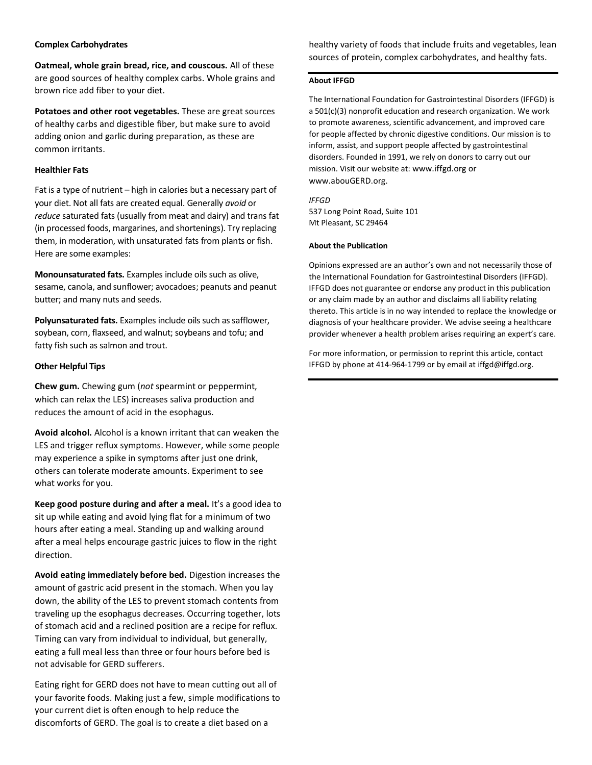### Complex Carbohydrates

**Oatmeal, whole grain bread, rice, and couscous.** All of these are good sources of healthy complex carbs. Whole grains and brown rice add fiber to your diet.

**Potatoes and other root vegetables.** These are great sources of healthy carbs and digestible fiber, but make sure to avoid adding onion and garlic during preparation, as these are common irritants.

### Healthier Fats

Fat is a type of nutrient – high in calories but a necessary part of your diet. Not all fats are created equal. Generally *avoid* or *reduce* saturated fats (usually from meat and dairy) and trans fat (in processed foods, margarines, and shortenings). Try replacing them, in moderation, with unsaturated fats from plants or fish. Here are some examples:

**Monounsaturated fats.** Examples include oils such as olive, sesame, canola, and sunflower; avocadoes; peanuts and peanut butter; and many nuts and seeds.

**Polyunsaturated fats.** Examples include oils such as safflower, soybean, corn, flaxseed, and walnut; soybeans and tofu; and fatty fish such as salmon and trout.

### Other Helpful Tips

**Chew gum.** Chewing gum (*not* spearmint or peppermint, which can relax the LES) increases saliva production and reduces the amount of acid in the esophagus.

**Avoid alcohol.** Alcohol is a known irritant that can weaken the LES and trigger reflux symptoms. However, while some people may experience a spike in symptoms after just one drink, others can tolerate moderate amounts. Experiment to see what works for you.

**Keep good posture during and after a meal.** It's a good idea to sit up while eating and avoid lying flat for a minimum of two hours after eating a meal. Standing up and walking around after a meal helps encourage gastric juices to flow in the right direction.

**Avoid eating immediately before bed.** Digestion increases the amount of gastric acid present in the stomach. When you lay down, the ability of the LES to prevent stomach contents from traveling up the esophagus decreases. Occurring together, lots of stomach acid and a reclined position are a recipe for reflux. Timing can vary from individual to individual, but generally, eating a full meal less than three or four hours before bed is not advisable for GERD sufferers.

Eating right for GERD does not have to mean cutting out all of your favorite foods. Making just a few, simple modifications to your current diet is often enough to help reduce the discomforts of GERD. The goal is to create a diet based on a healthy variety of foods that include fruits and vegetables, lean sources of protein, complex carbohydrates, and healthy fats.

---

#### About IFFGD

The International Foundation for Gastrointestinal Disorders (IFFGD) is a 501(c)(3) nonprofit education and research organization. We work to promote awareness, scientific advancement, and improved care for people affected by chronic digestive conditions. Our mission is to inform, assist, and support people affected by gastrointestinal disorders. Founded in 1991, we rely on donors to carry out our mission. Visit our website at: www.iffgd.org or www.abouGERD.org.

*IFFGD*
537 Long Point Road, Suite 101
Mt Pleasant, SC 29464

#### About the Publication

Opinions expressed are an author's own and not necessarily those of the International Foundation for Gastrointestinal Disorders (IFFGD). IFFGD does not guarantee or endorse any product in this publication or any claim made by an author and disclaims all liability relating thereto. This article is in no way intended to replace the knowledge or diagnosis of your healthcare provider. We advise seeing a healthcare provider whenever a health problem arises requiring an expert's care.

For more information, or permission to reprint this article, contact IFFGD by phone at 414-964-1799 or by email at iffgd@iffgd.org.